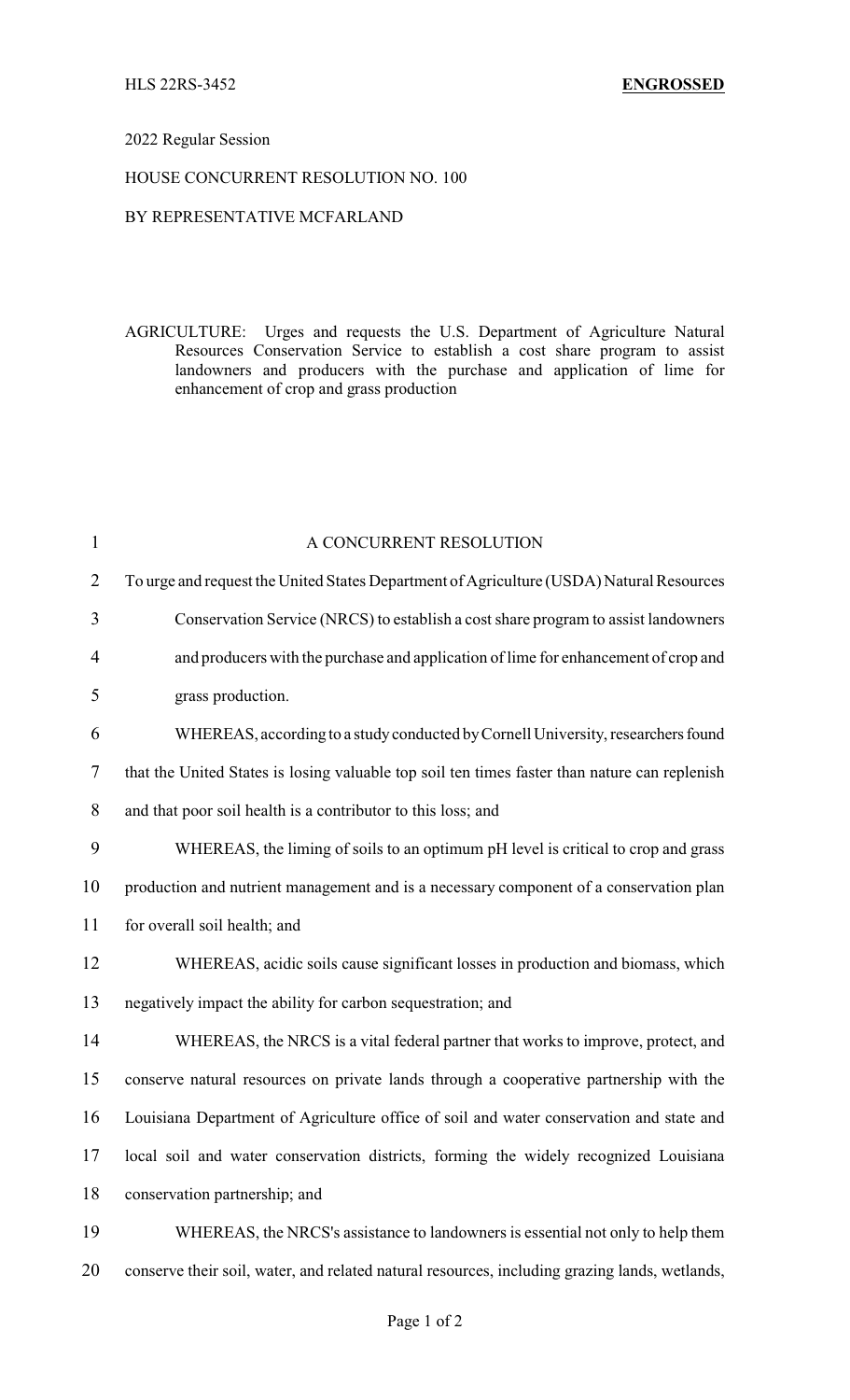HLS 22RS-3452 **ENGROSSED**

2022 Regular Session

HOUSE CONCURRENT RESOLUTION NO. 100

BY REPRESENTATIVE MCFARLAND

AGRICULTURE: Urges and requests the U.S. Department of Agriculture Natural Resources Conservation Service to establish a cost share program to assist landowners and producers with the purchase and application of lime for enhancement of crop and grass production

A CONCURRENT RESOLUTION

To urge and request the United States Department of Agriculture (USDA) Natural Resources Conservation Service (NRCS) to establish a cost share program to assist landowners and producers with the purchase and application of lime for enhancement of crop and grass production.

WHEREAS, according to a study conducted by Cornell University, researchers found that the United States is losing valuable top soil ten times faster than nature can replenish and that poor soil health is a contributor to this loss; and

WHEREAS, the liming of soils to an optimum pH level is critical to crop and grass production and nutrient management and is a necessary component of a conservation plan for overall soil health; and

WHEREAS, acidic soils cause significant losses in production and biomass, which negatively impact the ability for carbon sequestration; and

WHEREAS, the NRCS is a vital federal partner that works to improve, protect, and conserve natural resources on private lands through a cooperative partnership with the Louisiana Department of Agriculture office of soil and water conservation and state and local soil and water conservation districts, forming the widely recognized Louisiana conservation partnership; and

WHEREAS, the NRCS's assistance to landowners is essential not only to help them conserve their soil, water, and related natural resources, including grazing lands, wetlands,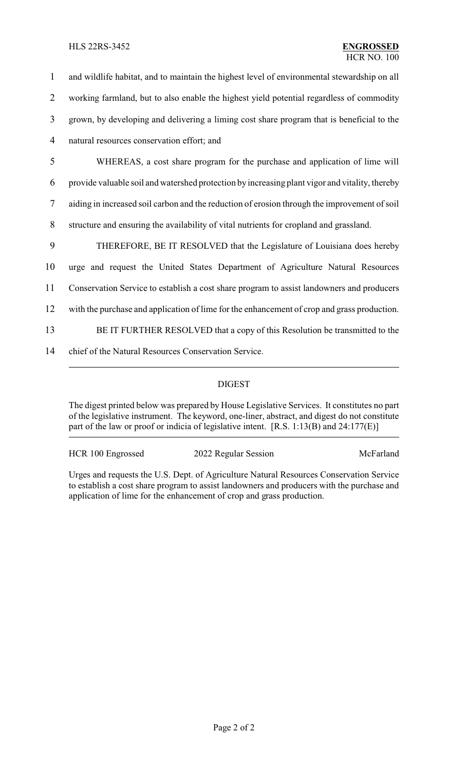and wildlife habitat, and to maintain the highest level of environmental stewardship on all working farmland, but to also enable the highest yield potential regardless of commodity grown, by developing and delivering a liming cost share program that is beneficial to the natural resources conservation effort; and

WHEREAS, a cost share program for the purchase and application of lime will provide valuable soil and watershed protection by increasing plant vigor and vitality, thereby aiding in increased soil carbon and the reduction of erosion through the improvement of soil structure and ensuring the availability of vital nutrients for cropland and grassland.

THEREFORE, BE IT RESOLVED that the Legislature of Louisiana does hereby urge and request the United States Department of Agriculture Natural Resources Conservation Service to establish a cost share program to assist landowners and producers with the purchase and application of lime for the enhancement of crop and grass production.

BE IT FURTHER RESOLVED that a copy of this Resolution be transmitted to the chief of the Natural Resources Conservation Service.

---

## DIGEST

The digest printed below was prepared by House Legislative Services. It constitutes no part of the legislative instrument. The keyword, one-liner, abstract, and digest do not constitute part of the law or proof or indicia of legislative intent. [R.S. 1:13(B) and 24:177(E)]

HCR 100 Engrossed 2022 Regular Session McFarland

Urges and requests the U.S. Dept. of Agriculture Natural Resources Conservation Service to establish a cost share program to assist landowners and producers with the purchase and application of lime for the enhancement of crop and grass production.